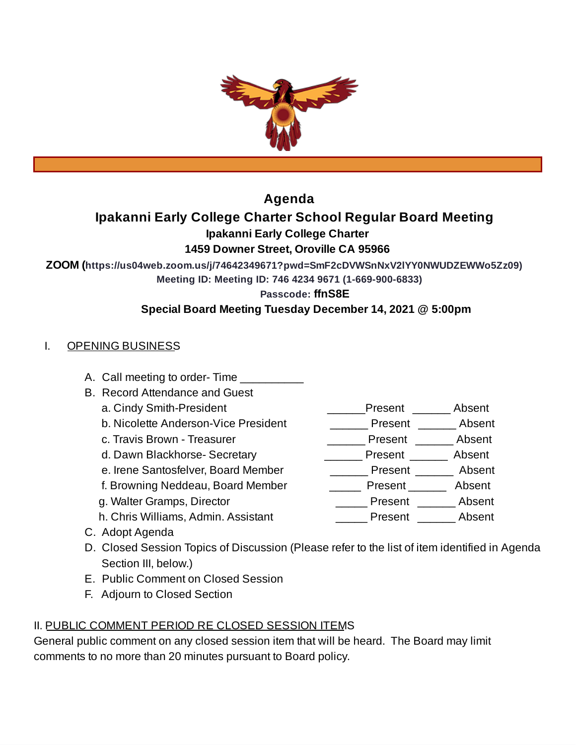# Agenda

## Ipakanni Early College Charter School Regular Board Meeting

**Ipakanni Early College Charter**

**1459 Downer Street, Oroville CA 95966**

**ZOOM (https://us04web.zoom.us/j/74642349671?pwd=SmF2cDVWSnNxV2lYY0NWUDZEWWo5Zz09)**

**Meeting ID: Meeting ID: 746 4234 9671 (1-669-900-6833)**

**Passcode: ffnS8E**

**Special Board Meeting Tuesday December 14, 2021 @ 5:00pm**

I. OPENING BUSINESS

A. Call meeting to order- Time __________

B. Record Attendance and Guest

| | | |
|---|---|---|
| a. Cindy Smith-President | ______Present | ______ Absent |
| b. Nicolette Anderson-Vice President | ______ Present | ______ Absent |
| c. Travis Brown - Treasurer | ______ Present | ______ Absent |
| d. Dawn Blackhorse- Secretary | ______ Present | ______ Absent |
| e. Irene Santosfelver, Board Member | ______ Present | ______ Absent |
| f. Browning Neddeau, Board Member | _____ Present | ______ Absent |
| g. Walter Gramps, Director | _____ Present | ______ Absent |
| h. Chris Williams, Admin. Assistant | _____ Present | ______ Absent |

C. Adopt Agenda

D. Closed Session Topics of Discussion (Please refer to the list of item identified in Agenda Section III, below.)

E. Public Comment on Closed Session

F. Adjourn to Closed Section

II. PUBLIC COMMENT PERIOD RE CLOSED SESSION ITEMS

General public comment on any closed session item that will be heard. The Board may limit comments to no more than 20 minutes pursuant to Board policy.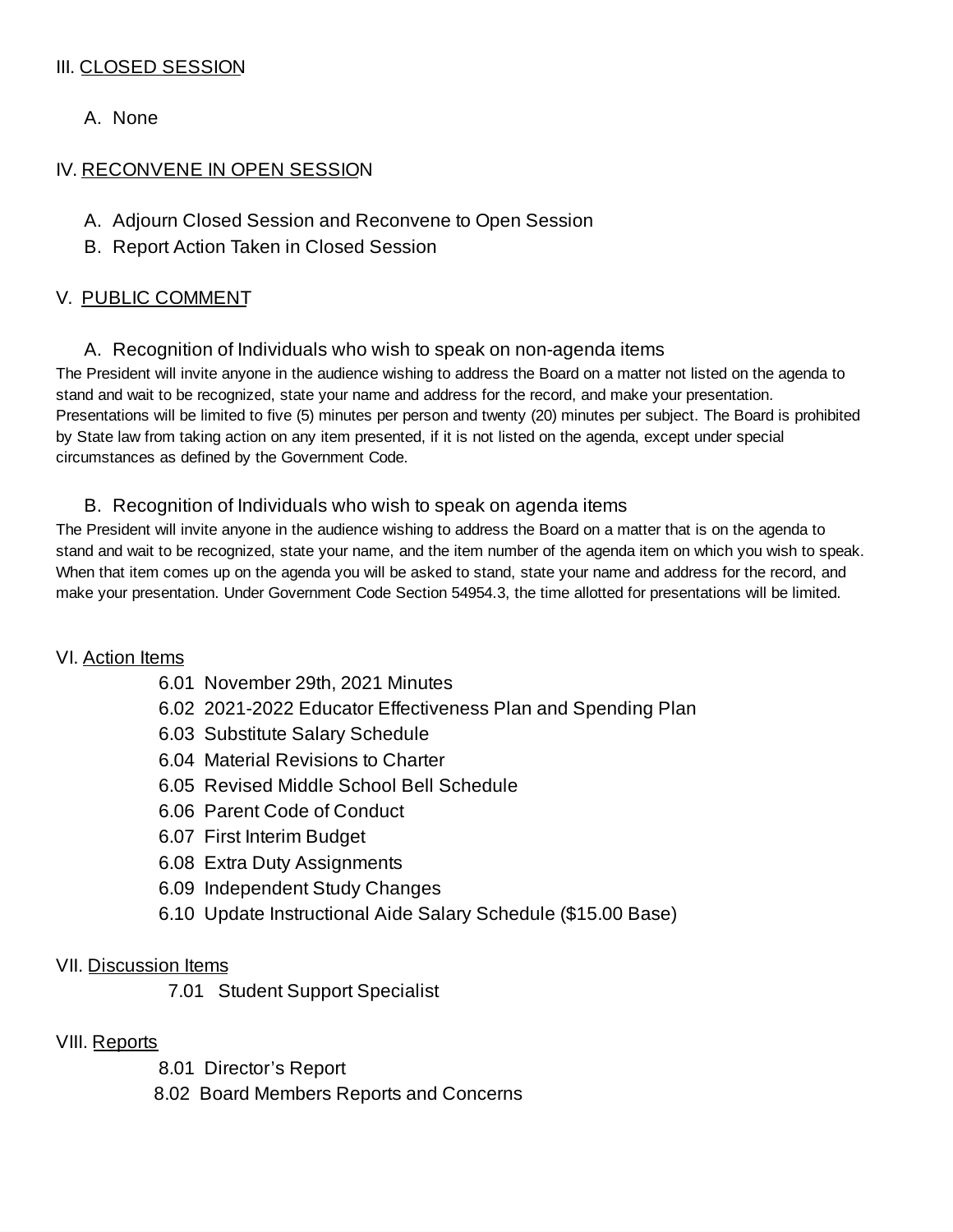## III. CLOSED SESSION

A. None

## IV. RECONVENE IN OPEN SESSION

A. Adjourn Closed Session and Reconvene to Open Session

B. Report Action Taken in Closed Session

## V. PUBLIC COMMENT

A. Recognition of Individuals who wish to speak on non-agenda items

The President will invite anyone in the audience wishing to address the Board on a matter not listed on the agenda to stand and wait to be recognized, state your name and address for the record, and make your presentation. Presentations will be limited to five (5) minutes per person and twenty (20) minutes per subject. The Board is prohibited by State law from taking action on any item presented, if it is not listed on the agenda, except under special circumstances as defined by the Government Code.

B. Recognition of Individuals who wish to speak on agenda items

The President will invite anyone in the audience wishing to address the Board on a matter that is on the agenda to stand and wait to be recognized, state your name, and the item number of the agenda item on which you wish to speak. When that item comes up on the agenda you will be asked to stand, state your name and address for the record, and make your presentation. Under Government Code Section 54954.3, the time allotted for presentations will be limited.

## VI. Action Items

6.01 November 29th, 2021 Minutes
6.02 2021-2022 Educator Effectiveness Plan and Spending Plan
6.03 Substitute Salary Schedule
6.04 Material Revisions to Charter
6.05 Revised Middle School Bell Schedule
6.06 Parent Code of Conduct
6.07 First Interim Budget
6.08 Extra Duty Assignments
6.09 Independent Study Changes
6.10 Update Instructional Aide Salary Schedule ($15.00 Base)

## VII. Discussion Items

7.01 Student Support Specialist

## VIII. Reports

8.01 Director's Report
8.02 Board Members Reports and Concerns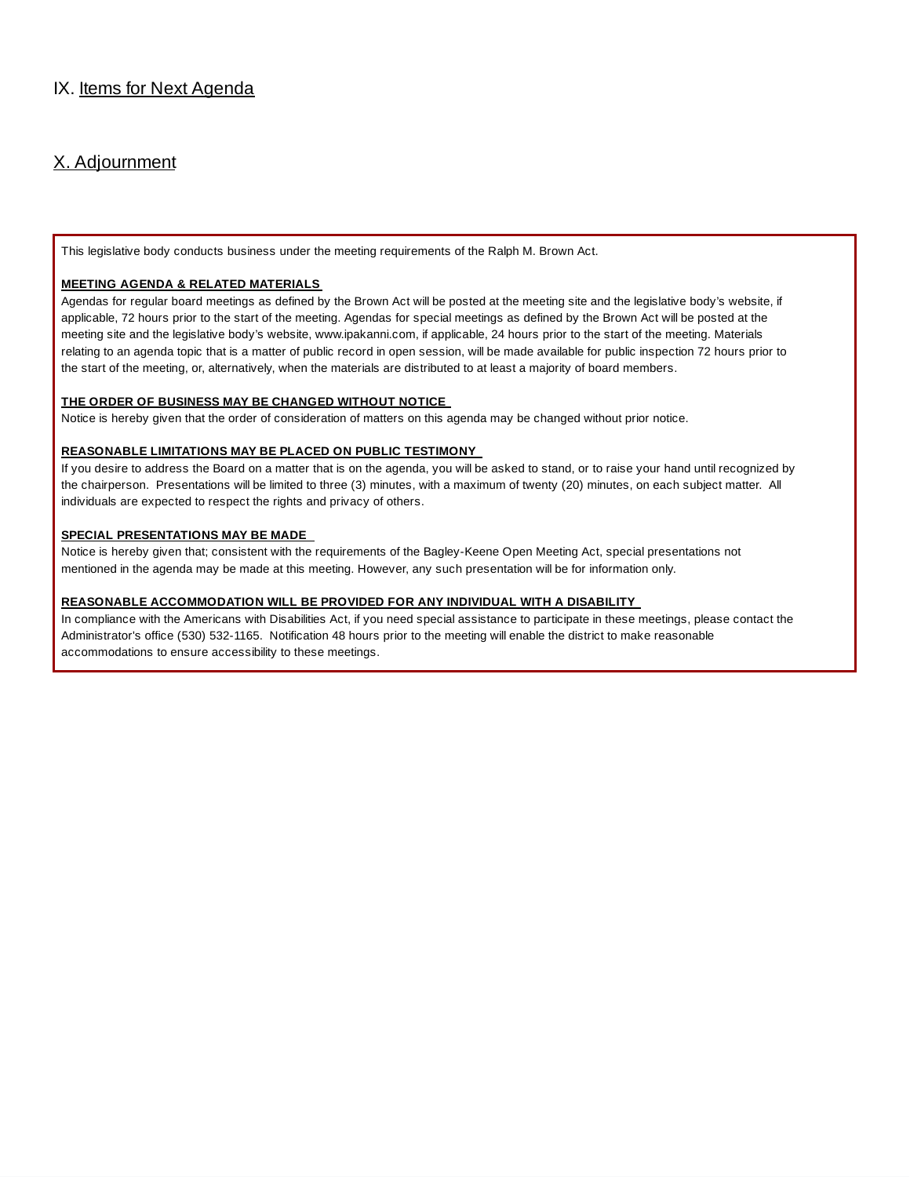## IX. Items for Next Agenda

## X. Adjournment

This legislative body conducts business under the meeting requirements of the Ralph M. Brown Act.

**MEETING AGENDA & RELATED MATERIALS**

Agendas for regular board meetings as defined by the Brown Act will be posted at the meeting site and the legislative body's website, if applicable, 72 hours prior to the start of the meeting. Agendas for special meetings as defined by the Brown Act will be posted at the meeting site and the legislative body's website, www.ipakanni.com, if applicable, 24 hours prior to the start of the meeting. Materials relating to an agenda topic that is a matter of public record in open session, will be made available for public inspection 72 hours prior to the start of the meeting, or, alternatively, when the materials are distributed to at least a majority of board members.

**THE ORDER OF BUSINESS MAY BE CHANGED WITHOUT NOTICE**

Notice is hereby given that the order of consideration of matters on this agenda may be changed without prior notice.

**REASONABLE LIMITATIONS MAY BE PLACED ON PUBLIC TESTIMONY**

If you desire to address the Board on a matter that is on the agenda, you will be asked to stand, or to raise your hand until recognized by the chairperson. Presentations will be limited to three (3) minutes, with a maximum of twenty (20) minutes, on each subject matter. All individuals are expected to respect the rights and privacy of others.

**SPECIAL PRESENTATIONS MAY BE MADE**

Notice is hereby given that; consistent with the requirements of the Bagley-Keene Open Meeting Act, special presentations not mentioned in the agenda may be made at this meeting. However, any such presentation will be for information only.

**REASONABLE ACCOMMODATION WILL BE PROVIDED FOR ANY INDIVIDUAL WITH A DISABILITY**

In compliance with the Americans with Disabilities Act, if you need special assistance to participate in these meetings, please contact the Administrator's office (530) 532-1165. Notification 48 hours prior to the meeting will enable the district to make reasonable accommodations to ensure accessibility to these meetings.